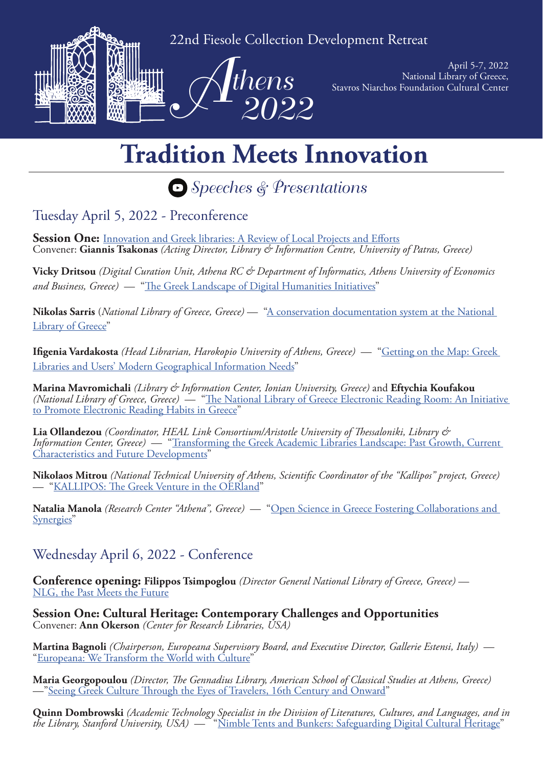22nd Fiesole Collection Development Retreat

# Athens 2022

April 5-7, 2022
National Library of Greece,
Stavros Niarchos Foundation Cultural Center

# Tradition Meets Innovation

## *Speeches & Presentations*

## Tuesday April 5, 2022 - Preconference

**Session One:** Innovation and Greek libraries: A Review of Local Projects and Efforts
Convener: **Giannis Tsakonas** *(Acting Director, Library & Information Centre, University of Patras, Greece)*

**Vicky Dritsou** *(Digital Curation Unit, Athena RC & Department of Informatics, Athens University of Economics and Business, Greece)* — "The Greek Landscape of Digital Humanities Initiatives"

**Nikolas Sarris** (*National Library of Greece, Greece)* — "A conservation documentation system at the National Library of Greece"

**Ifigenia Vardakosta** *(Head Librarian, Harokopio University of Athens, Greece)* — "Getting on the Map: Greek Libraries and Users' Modern Geographical Information Needs"

**Marina Mavromichali** *(Library & Information Center, Ionian University, Greece)* and **Eftychia Koufakou** *(National Library of Greece, Greece)* — "The National Library of Greece Electronic Reading Room: An Initiative to Promote Electronic Reading Habits in Greece"

**Lia Ollandezou** *(Coordinator, HEAL Link Consortium/Aristotle University of Thessaloniki, Library & Information Center, Greece)* — "Transforming the Greek Academic Libraries Landscape: Past Growth, Current Characteristics and Future Developments"

**Nikolaos Mitrou** *(National Technical University of Athens, Scientific Coordinator of the "Kallipos" project, Greece)* — "KALLIPOS: The Greek Venture in the OERland"

**Natalia Manola** *(Research Center "Athena", Greece)* — "Open Science in Greece Fostering Collaborations and Synergies"

## Wednesday April 6, 2022 - Conference

**Conference opening: Filippos Tsimpoglou** *(Director General National Library of Greece, Greece)* — NLG, the Past Meets the Future

**Session One: Cultural Heritage: Contemporary Challenges and Opportunities**
Convener: **Ann Okerson** *(Center for Research Libraries, USA)*

**Martina Bagnoli** *(Chairperson, Europeana Supervisory Board, and Executive Director, Gallerie Estensi, Italy)* — "Europeana: We Transform the World with Culture"

**Maria Georgopoulou** *(Director, The Gennadius Library, American School of Classical Studies at Athens, Greece)* —"Seeing Greek Culture Through the Eyes of Travelers, 16th Century and Onward"

**Quinn Dombrowski** *(Academic Technology Specialist in the Division of Literatures, Cultures, and Languages, and in the Library, Stanford University, USA)* — "Nimble Tents and Bunkers: Safeguarding Digital Cultural Heritage"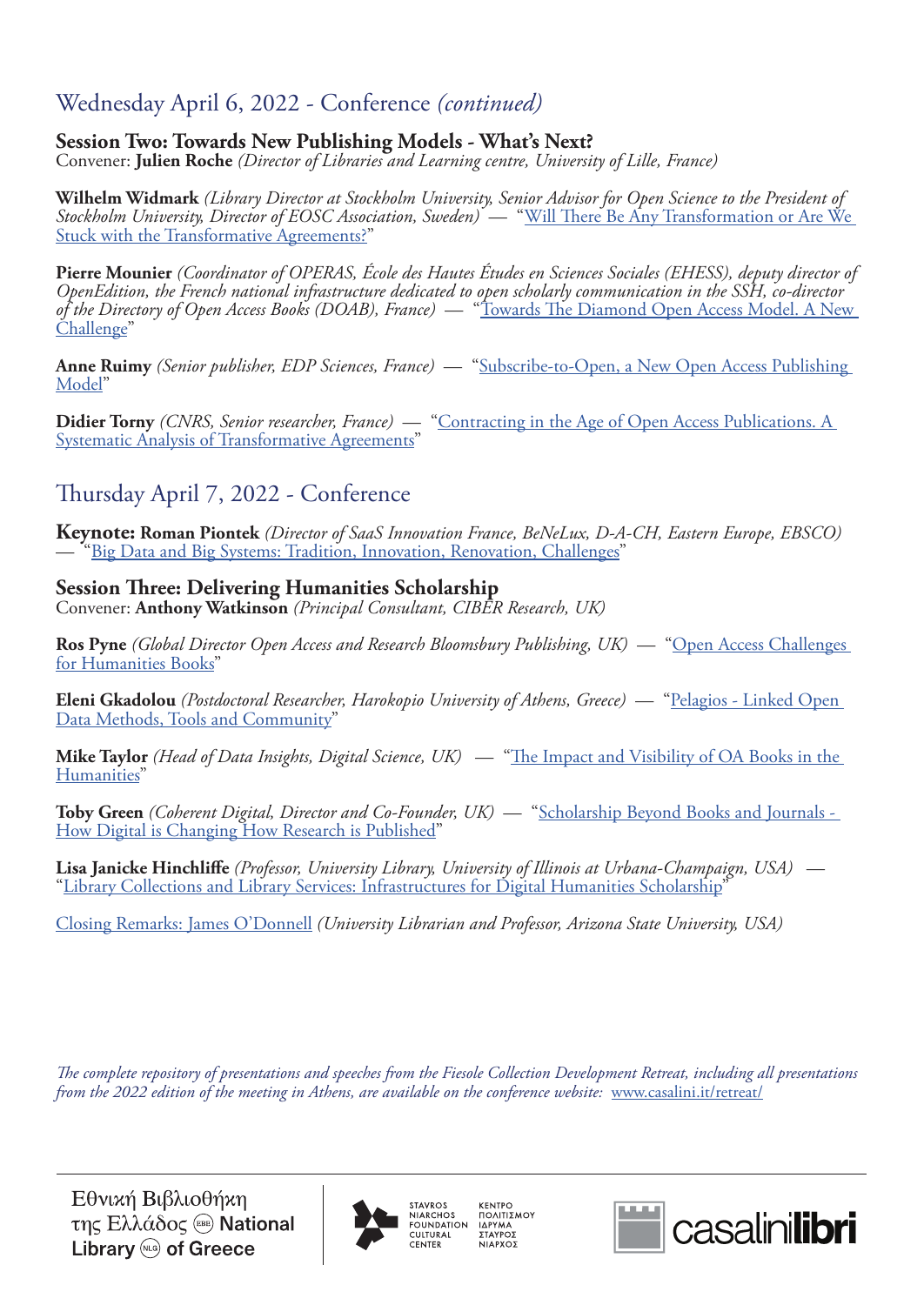## Wednesday April 6, 2022 - Conference *(continued)*

### Session Two: Towards New Publishing Models - What's Next?

Convener: **Julien Roche** *(Director of Libraries and Learning centre, University of Lille, France)*

**Wilhelm Widmark** *(Library Director at Stockholm University, Senior Advisor for Open Science to the President of Stockholm University, Director of EOSC Association, Sweden)* — "Will There Be Any Transformation or Are We Stuck with the Transformative Agreements?"

**Pierre Mounier** *(Coordinator of OPERAS, École des Hautes Études en Sciences Sociales (EHESS), deputy director of OpenEdition, the French national infrastructure dedicated to open scholarly communication in the SSH, co-director of the Directory of Open Access Books (DOAB), France)* — "Towards The Diamond Open Access Model. A New Challenge"

**Anne Ruimy** *(Senior publisher, EDP Sciences, France)* — "Subscribe-to-Open, a New Open Access Publishing Model"

**Didier Torny** *(CNRS, Senior researcher, France)* — "Contracting in the Age of Open Access Publications. A Systematic Analysis of Transformative Agreements"

## Thursday April 7, 2022 - Conference

**Keynote: Roman Piontek** *(Director of SaaS Innovation France, BeNeLux, D-A-CH, Eastern Europe, EBSCO)* — "Big Data and Big Systems: Tradition, Innovation, Renovation, Challenges"

### Session Three: Delivering Humanities Scholarship

Convener: **Anthony Watkinson** *(Principal Consultant, CIBER Research, UK)*

**Ros Pyne** *(Global Director Open Access and Research Bloomsbury Publishing, UK)* — "Open Access Challenges for Humanities Books"

**Eleni Gkadolou** *(Postdoctoral Researcher, Harokopio University of Athens, Greece)* — "Pelagios - Linked Open Data Methods, Tools and Community"

**Mike Taylor** *(Head of Data Insights, Digital Science, UK)* — "The Impact and Visibility of OA Books in the Humanities"

**Toby Green** *(Coherent Digital, Director and Co-Founder, UK)* — "Scholarship Beyond Books and Journals - How Digital is Changing How Research is Published"

**Lisa Janicke Hinchliffe** *(Professor, University Library, University of Illinois at Urbana-Champaign, USA)* — "Library Collections and Library Services: Infrastructures for Digital Humanities Scholarship"

Closing Remarks: James O'Donnell *(University Librarian and Professor, Arizona State University, USA)*

*The complete repository of presentations and speeches from the Fiesole Collection Development Retreat, including all presentations from the 2022 edition of the meeting in Athens, are available on the conference website:* www.casalini.it/retreat/

Εθνική Βιβλιοθήκη της Ελλάδος National Library of Greece

STAVROS NIARCHOS FOUNDATION CULTURAL CENTER — ΚΕΝΤΡΟ ΠΟΛΙΤΙΣΜΟΥ ΙΔΡΥΜΑ ΣΤΑΥΡΟΣ ΝΙΑΡΧΟΣ

casalinilibri